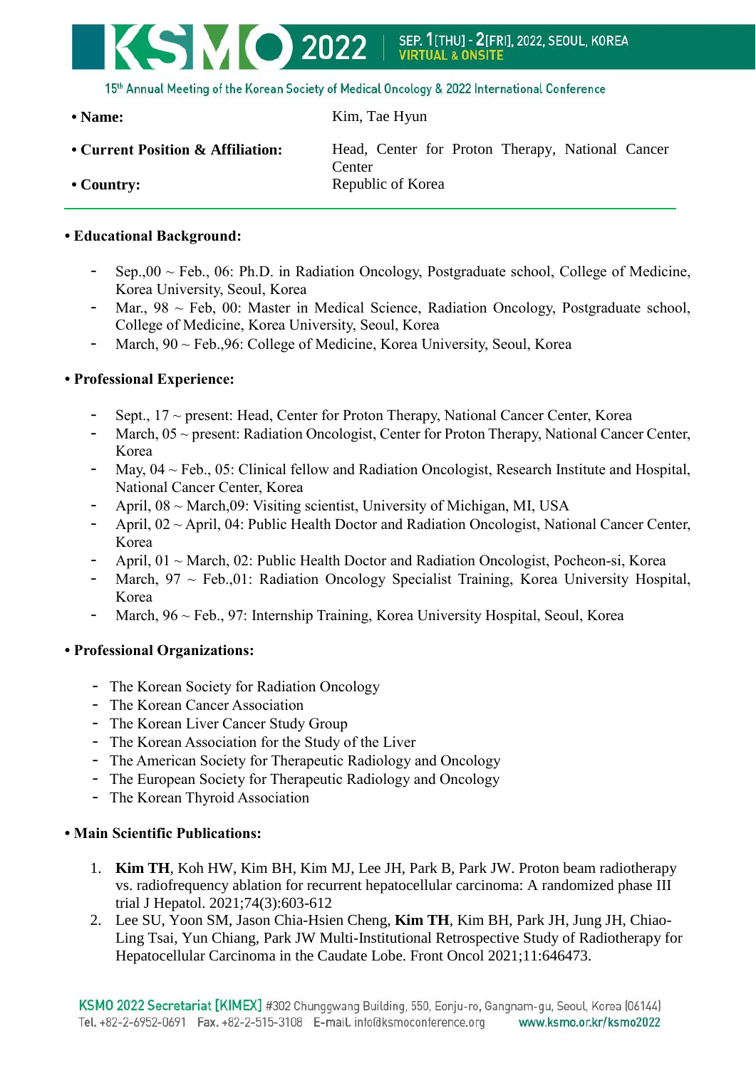- **Name:** Kim, Tae Hyun
- **Current Position & Affiliation:** Head, Center for Proton Therapy, National Cancer Center
- **Country:** Republic of Korea

---

**• Educational Background:**

- Sep.,00 ~ Feb., 06: Ph.D. in Radiation Oncology, Postgraduate school, College of Medicine, Korea University, Seoul, Korea
- Mar., 98 ~ Feb, 00: Master in Medical Science, Radiation Oncology, Postgraduate school, College of Medicine, Korea University, Seoul, Korea
- March, 90 ~ Feb.,96: College of Medicine, Korea University, Seoul, Korea

**• Professional Experience:**

- Sept., 17 ~ present: Head, Center for Proton Therapy, National Cancer Center, Korea
- March, 05 ~ present: Radiation Oncologist, Center for Proton Therapy, National Cancer Center, Korea
- May, 04 ~ Feb., 05: Clinical fellow and Radiation Oncologist, Research Institute and Hospital, National Cancer Center, Korea
- April, 08 ~ March,09: Visiting scientist, University of Michigan, MI, USA
- April, 02 ~ April, 04: Public Health Doctor and Radiation Oncologist, National Cancer Center, Korea
- April, 01 ~ March, 02: Public Health Doctor and Radiation Oncologist, Pocheon-si, Korea
- March, 97 ~ Feb.,01: Radiation Oncology Specialist Training, Korea University Hospital, Korea
- March, 96 ~ Feb., 97: Internship Training, Korea University Hospital, Seoul, Korea

**• Professional Organizations:**

- The Korean Society for Radiation Oncology
- The Korean Cancer Association
- The Korean Liver Cancer Study Group
- The Korean Association for the Study of the Liver
- The American Society for Therapeutic Radiology and Oncology
- The European Society for Therapeutic Radiology and Oncology
- The Korean Thyroid Association

**• Main Scientific Publications:**

1. **Kim TH**, Koh HW, Kim BH, Kim MJ, Lee JH, Park B, Park JW. Proton beam radiotherapy vs. radiofrequency ablation for recurrent hepatocellular carcinoma: A randomized phase III trial J Hepatol. 2021;74(3):603-612
2. Lee SU, Yoon SM, Jason Chia-Hsien Cheng, **Kim TH**, Kim BH, Park JH, Jung JH, Chiao-Ling Tsai, Yun Chiang, Park JW Multi-Institutional Retrospective Study of Radiotherapy for Hepatocellular Carcinoma in the Caudate Lobe. Front Oncol 2021;11:646473.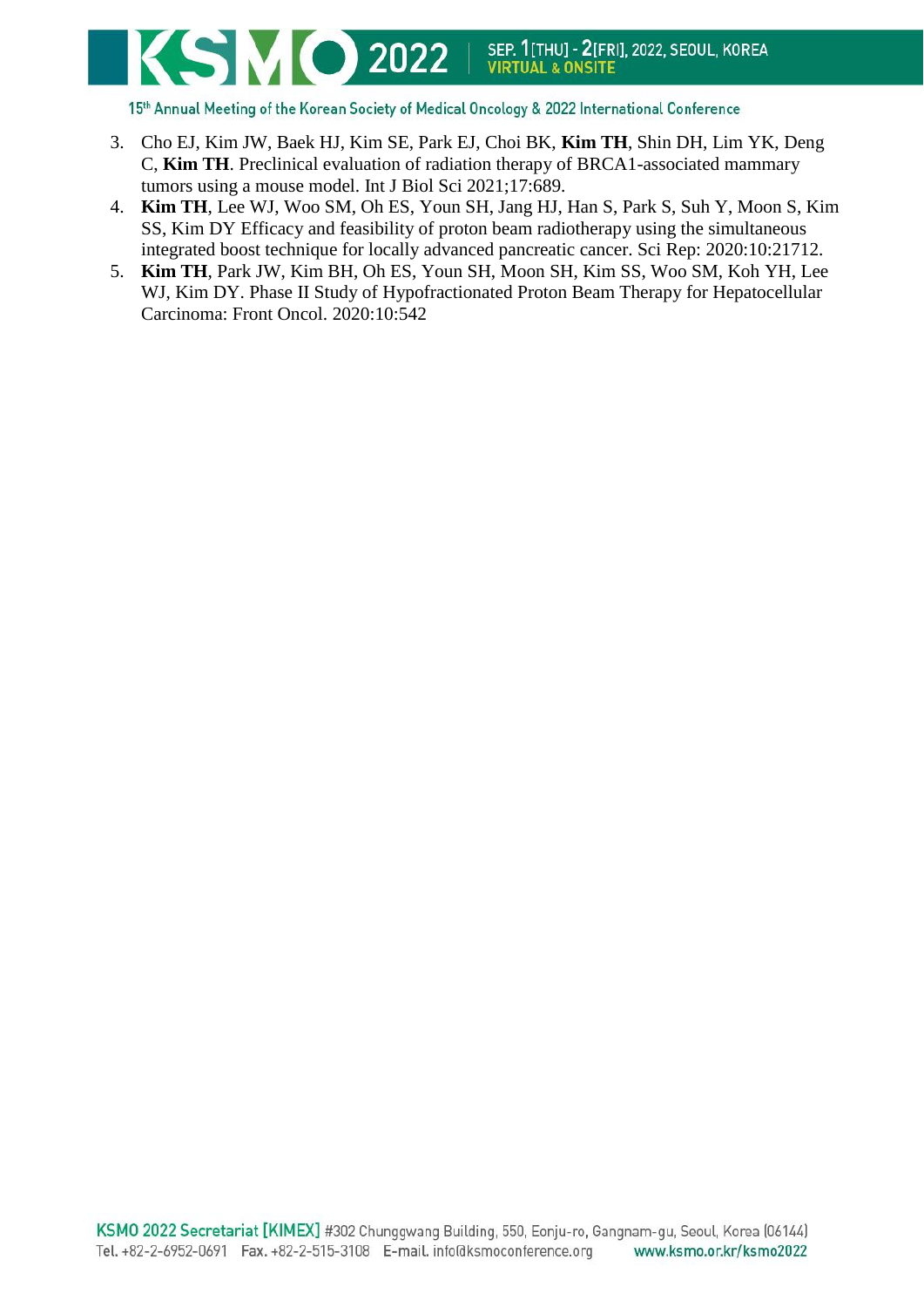3. Cho EJ, Kim JW, Baek HJ, Kim SE, Park EJ, Choi BK, **Kim TH**, Shin DH, Lim YK, Deng C, **Kim TH**. Preclinical evaluation of radiation therapy of BRCA1-associated mammary tumors using a mouse model. Int J Biol Sci 2021;17:689.
4. **Kim TH**, Lee WJ, Woo SM, Oh ES, Youn SH, Jang HJ, Han S, Park S, Suh Y, Moon S, Kim SS, Kim DY Efficacy and feasibility of proton beam radiotherapy using the simultaneous integrated boost technique for locally advanced pancreatic cancer. Sci Rep: 2020:10:21712.
5. **Kim TH**, Park JW, Kim BH, Oh ES, Youn SH, Moon SH, Kim SS, Woo SM, Koh YH, Lee WJ, Kim DY. Phase II Study of Hypofractionated Proton Beam Therapy for Hepatocellular Carcinoma: Front Oncol. 2020:10:542